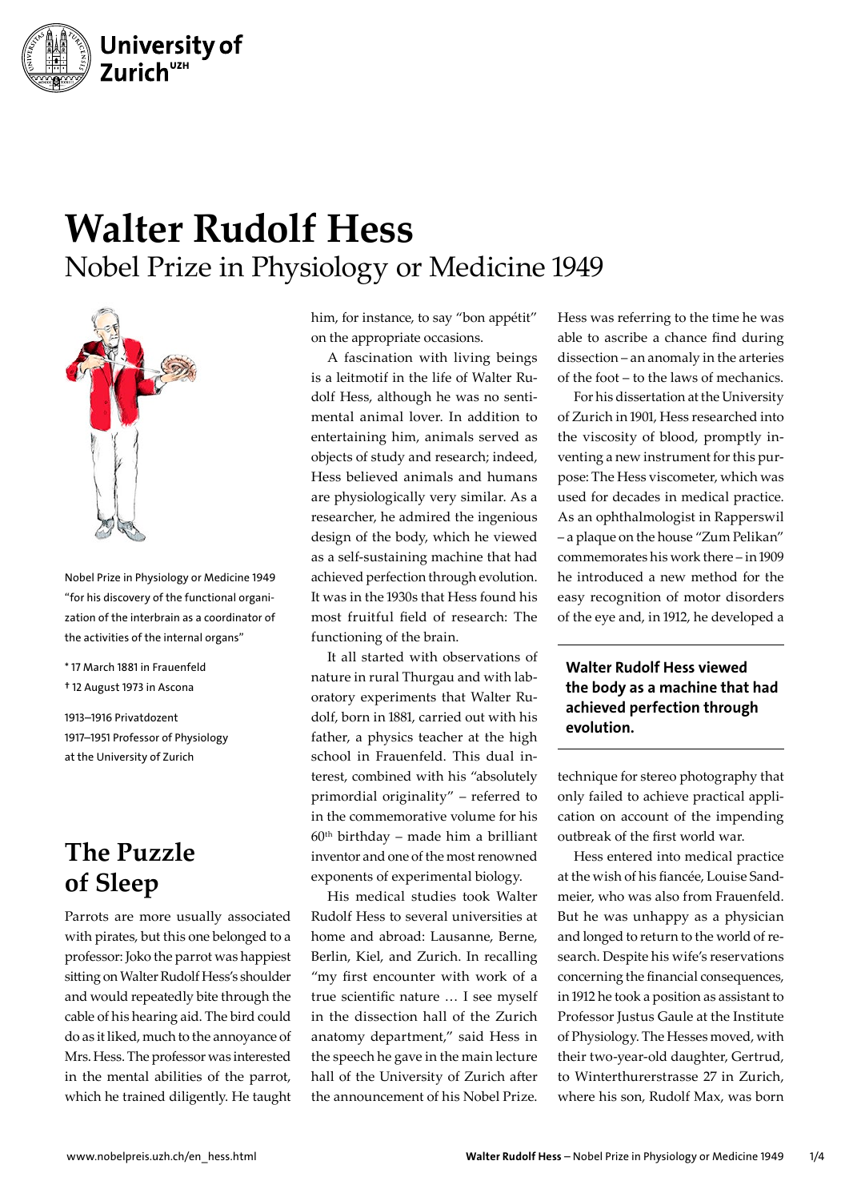# Walter Rudolf Hess

Nobel Prize in Physiology or Medicine 1949

Nobel Prize in Physiology or Medicine 1949 "for his discovery of the functional organization of the interbrain as a coordinator of the activities of the internal organs"

\* 17 March 1881 in Frauenfeld
† 12 August 1973 in Ascona

1913–1916 Privatdozent
1917–1951 Professor of Physiology at the University of Zurich

## The Puzzle of Sleep

Parrots are more usually associated with pirates, but this one belonged to a professor: Joko the parrot was happiest sitting on Walter Rudolf Hess's shoulder and would repeatedly bite through the cable of his hearing aid. The bird could do as it liked, much to the annoyance of Mrs. Hess. The professor was interested in the mental abilities of the parrot, which he trained diligently. He taught him, for instance, to say "bon appétit" on the appropriate occasions.

A fascination with living beings is a leitmotif in the life of Walter Rudolf Hess, although he was no sentimental animal lover. In addition to entertaining him, animals served as objects of study and research; indeed, Hess believed animals and humans are physiologically very similar. As a researcher, he admired the ingenious design of the body, which he viewed as a self-sustaining machine that had achieved perfection through evolution. It was in the 1930s that Hess found his most fruitful field of research: The functioning of the brain.

It all started with observations of nature in rural Thurgau and with laboratory experiments that Walter Rudolf, born in 1881, carried out with his father, a physics teacher at the high school in Frauenfeld. This dual interest, combined with his "absolutely primordial originality" – referred to in the commemorative volume for his 60th birthday – made him a brilliant inventor and one of the most renowned exponents of experimental biology.

His medical studies took Walter Rudolf Hess to several universities at home and abroad: Lausanne, Berne, Berlin, Kiel, and Zurich. In recalling "my first encounter with work of a true scientific nature … I see myself in the dissection hall of the Zurich anatomy department," said Hess in the speech he gave in the main lecture hall of the University of Zurich after the announcement of his Nobel Prize. Hess was referring to the time he was able to ascribe a chance find during dissection – an anomaly in the arteries of the foot – to the laws of mechanics.

For his dissertation at the University of Zurich in 1901, Hess researched into the viscosity of blood, promptly inventing a new instrument for this purpose: The Hess viscometer, which was used for decades in medical practice. As an ophthalmologist in Rapperswil – a plaque on the house "Zum Pelikan" commemorates his work there – in 1909 he introduced a new method for the easy recognition of motor disorders of the eye and, in 1912, he developed a technique for stereo photography that only failed to achieve practical application on account of the impending outbreak of the first world war.

**Walter Rudolf Hess viewed the body as a machine that had achieved perfection through evolution.**

Hess entered into medical practice at the wish of his fiancée, Louise Sandmeier, who was also from Frauenfeld. But he was unhappy as a physician and longed to return to the world of research. Despite his wife's reservations concerning the financial consequences, in 1912 he took a position as assistant to Professor Justus Gaule at the Institute of Physiology. The Hesses moved, with their two-year-old daughter, Gertrud, to Winterthurerstrasse 27 in Zurich, where his son, Rudolf Max, was born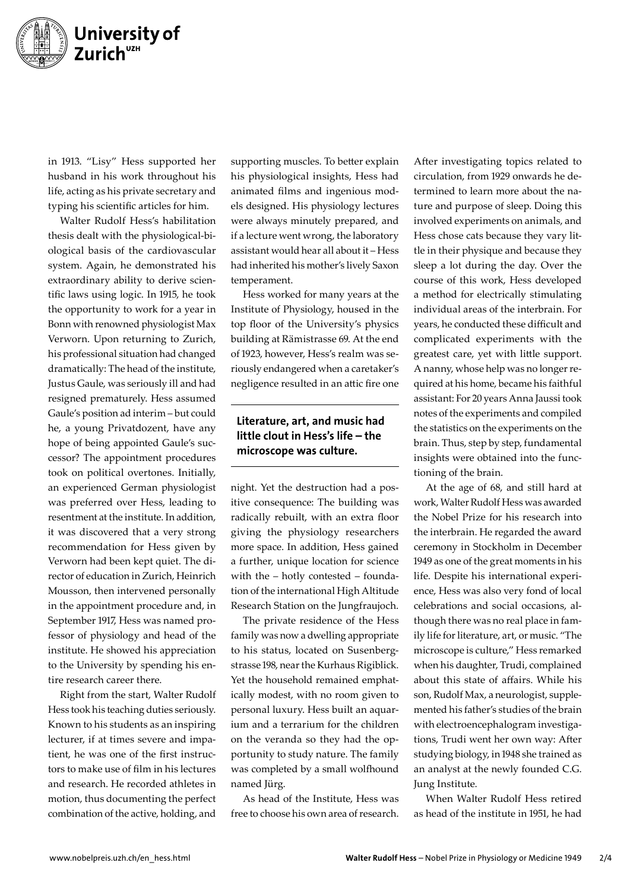in 1913. "Lisy" Hess supported her husband in his work throughout his life, acting as his private secretary and typing his scientific articles for him.

Walter Rudolf Hess's habilitation thesis dealt with the physiological-biological basis of the cardiovascular system. Again, he demonstrated his extraordinary ability to derive scientific laws using logic. In 1915, he took the opportunity to work for a year in Bonn with renowned physiologist Max Verworn. Upon returning to Zurich, his professional situation had changed dramatically: The head of the institute, Justus Gaule, was seriously ill and had resigned prematurely. Hess assumed Gaule's position ad interim – but could he, a young Privatdozent, have any hope of being appointed Gaule's successor? The appointment procedures took on political overtones. Initially, an experienced German physiologist was preferred over Hess, leading to resentment at the institute. In addition, it was discovered that a very strong recommendation for Hess given by Verworn had been kept quiet. The director of education in Zurich, Heinrich Mousson, then intervened personally in the appointment procedure and, in September 1917, Hess was named professor of physiology and head of the institute. He showed his appreciation to the University by spending his entire research career there.

Right from the start, Walter Rudolf Hess took his teaching duties seriously. Known to his students as an inspiring lecturer, if at times severe and impatient, he was one of the first instructors to make use of film in his lectures and research. He recorded athletes in motion, thus documenting the perfect combination of the active, holding, and supporting muscles. To better explain his physiological insights, Hess had animated films and ingenious models designed. His physiology lectures were always minutely prepared, and if a lecture went wrong, the laboratory assistant would hear all about it – Hess had inherited his mother's lively Saxon temperament.

Hess worked for many years at the Institute of Physiology, housed in the top floor of the University's physics building at Rämistrasse 69. At the end of 1923, however, Hess's realm was seriously endangered when a caretaker's negligence resulted in an attic fire one night. Yet the destruction had a positive consequence: The building was radically rebuilt, with an extra floor giving the physiology researchers more space. In addition, Hess gained a further, unique location for science with the – hotly contested – foundation of the international High Altitude Research Station on the Jungfraujoch.

**Literature, art, and music had little clout in Hess's life – the microscope was culture.**

The private residence of the Hess family was now a dwelling appropriate to his status, located on Susenbergstrasse 198, near the Kurhaus Rigiblick. Yet the household remained emphatically modest, with no room given to personal luxury. Hess built an aquarium and a terrarium for the children on the veranda so they had the opportunity to study nature. The family was completed by a small wolfhound named Jürg.

As head of the Institute, Hess was free to choose his own area of research. After investigating topics related to circulation, from 1929 onwards he determined to learn more about the nature and purpose of sleep. Doing this involved experiments on animals, and Hess chose cats because they vary little in their physique and because they sleep a lot during the day. Over the course of this work, Hess developed a method for electrically stimulating individual areas of the interbrain. For years, he conducted these difficult and complicated experiments with the greatest care, yet with little support. A nanny, whose help was no longer required at his home, became his faithful assistant: For 20 years Anna Jaussi took notes of the experiments and compiled the statistics on the experiments on the brain. Thus, step by step, fundamental insights were obtained into the functioning of the brain.

At the age of 68, and still hard at work, Walter Rudolf Hess was awarded the Nobel Prize for his research into the interbrain. He regarded the award ceremony in Stockholm in December 1949 as one of the great moments in his life. Despite his international experience, Hess was also very fond of local celebrations and social occasions, although there was no real place in family life for literature, art, or music. "The microscope is culture," Hess remarked when his daughter, Trudi, complained about this state of affairs. While his son, Rudolf Max, a neurologist, supplemented his father's studies of the brain with electroencephalogram investigations, Trudi went her own way: After studying biology, in 1948 she trained as an analyst at the newly founded C.G. Jung Institute.

When Walter Rudolf Hess retired as head of the institute in 1951, he had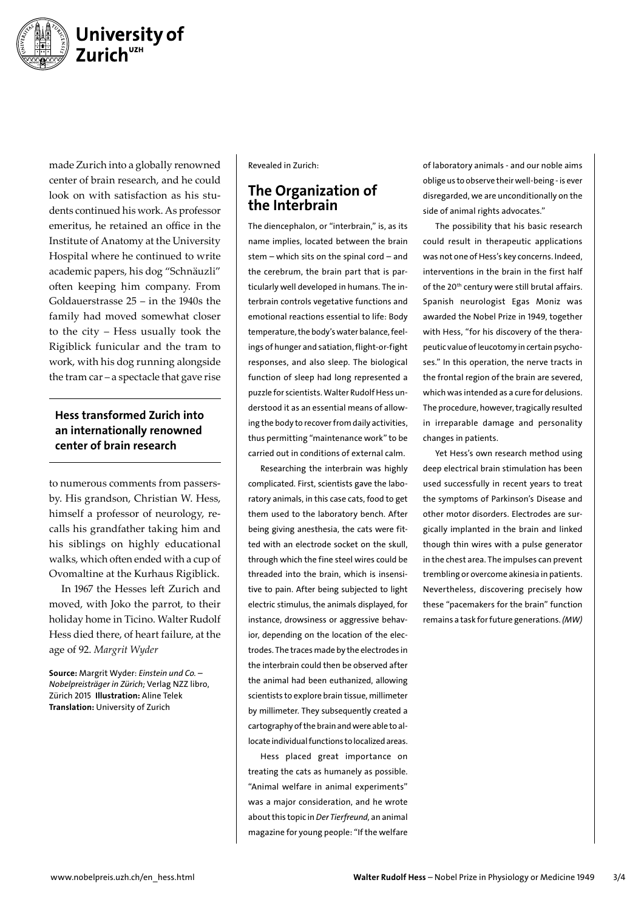made Zurich into a globally renowned center of brain research, and he could look on with satisfaction as his students continued his work. As professor emeritus, he retained an office in the Institute of Anatomy at the University Hospital where he continued to write academic papers, his dog "Schnäuzli" often keeping him company. From Goldauerstrasse 25 – in the 1940s the family had moved somewhat closer to the city – Hess usually took the Rigiblick funicular and the tram to work, with his dog running alongside the tram car – a spectacle that gave rise to numerous comments from passersby. His grandson, Christian W. Hess, himself a professor of neurology, recalls his grandfather taking him and his siblings on highly educational walks, which often ended with a cup of Ovomaltine at the Kurhaus Rigiblick.

**Hess transformed Zurich into an internationally renowned center of brain research**

In 1967 the Hesses left Zurich and moved, with Joko the parrot, to their holiday home in Ticino. Walter Rudolf Hess died there, of heart failure, at the age of 92. *Margrit Wyder*

**Source:** Margrit Wyder: *Einstein und Co. – Nobelpreisträger in Zürich;* Verlag NZZ libro, Zürich 2015 **Illustration:** Aline Telek **Translation:** University of Zurich

Revealed in Zurich:

## The Organization of the Interbrain

The diencephalon, or "interbrain," is, as its name implies, located between the brain stem – which sits on the spinal cord – and the cerebrum, the brain part that is particularly well developed in humans. The interbrain controls vegetative functions and emotional reactions essential to life: Body temperature, the body's water balance, feelings of hunger and satiation, flight-or-fight responses, and also sleep. The biological function of sleep had long represented a puzzle for scientists. Walter Rudolf Hess understood it as an essential means of allowing the body to recover from daily activities, thus permitting "maintenance work" to be carried out in conditions of external calm.

Researching the interbrain was highly complicated. First, scientists gave the laboratory animals, in this case cats, food to get them used to the laboratory bench. After being giving anesthesia, the cats were fitted with an electrode socket on the skull, through which the fine steel wires could be threaded into the brain, which is insensitive to pain. After being subjected to light electric stimulus, the animals displayed, for instance, drowsiness or aggressive behavior, depending on the location of the electrodes. The traces made by the electrodes in the interbrain could then be observed after the animal had been euthanized, allowing scientists to explore brain tissue, millimeter by millimeter. They subsequently created a cartography of the brain and were able to allocate individual functions to localized areas.

Hess placed great importance on treating the cats as humanely as possible. "Animal welfare in animal experiments" was a major consideration, and he wrote about this topic in *Der Tierfreund*, an animal magazine for young people: "If the welfare of laboratory animals - and our noble aims oblige us to observe their well-being - is ever disregarded, we are unconditionally on the side of animal rights advocates."

The possibility that his basic research could result in therapeutic applications was not one of Hess's key concerns. Indeed, interventions in the brain in the first half of the 20th century were still brutal affairs. Spanish neurologist Egas Moniz was awarded the Nobel Prize in 1949, together with Hess, "for his discovery of the therapeutic value of leucotomy in certain psychoses." In this operation, the nerve tracts in the frontal region of the brain are severed, which was intended as a cure for delusions. The procedure, however, tragically resulted in irreparable damage and personality changes in patients.

Yet Hess's own research method using deep electrical brain stimulation has been used successfully in recent years to treat the symptoms of Parkinson's Disease and other motor disorders. Electrodes are surgically implanted in the brain and linked though thin wires with a pulse generator in the chest area. The impulses can prevent trembling or overcome akinesia in patients. Nevertheless, discovering precisely how these "pacemakers for the brain" function remains a task for future generations. *(MW)*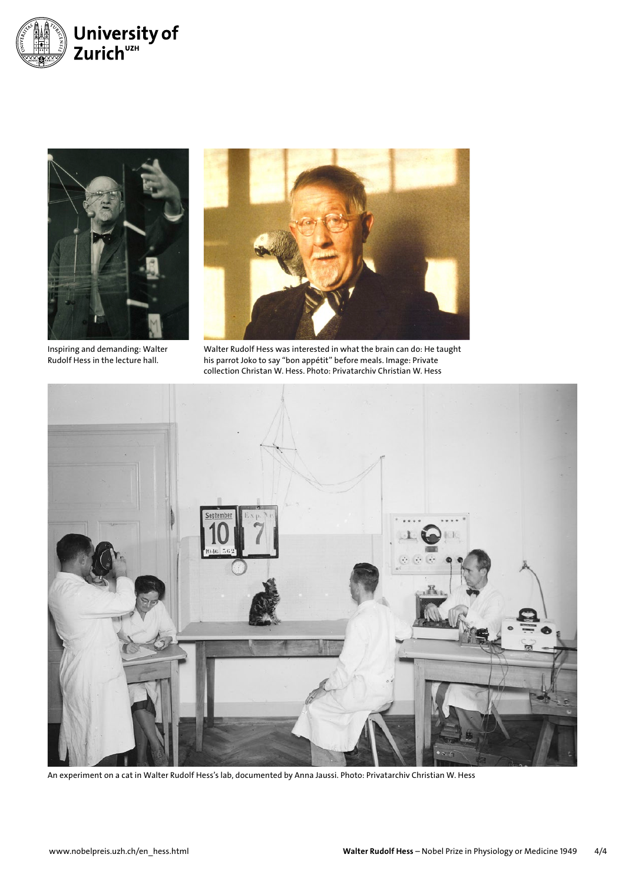Inspiring and demanding: Walter Rudolf Hess in the lecture hall.

Walter Rudolf Hess was interested in what the brain can do: He taught his parrot Joko to say "bon appétit" before meals. Image: Private collection Christan W. Hess. Photo: Privatarchiv Christian W. Hess

An experiment on a cat in Walter Rudolf Hess's lab, documented by Anna Jaussi. Photo: Privatarchiv Christian W. Hess